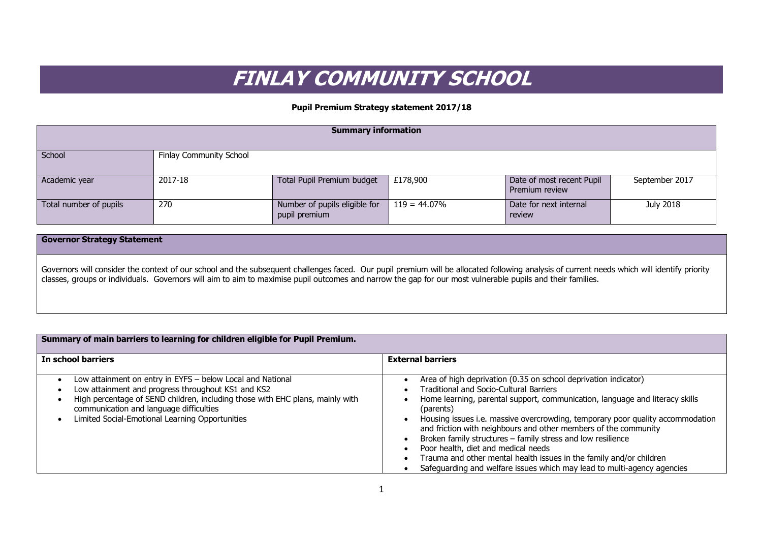# FINLAY COMMUNITY SCHOOL

**Pupil Premium Strategy statement 2017/18**

| **Summary information** | | | | | |
|---|---|---|---|---|---|
| School | Finlay Community School | | | | |
| Academic year | 2017-18 | Total Pupil Premium budget | £178,900 | Date of most recent Pupil Premium review | September 2017 |
| Total number of pupils | 270 | Number of pupils eligible for pupil premium | 119 = 44.07% | Date for next internal review | July 2018 |

| **Governor Strategy Statement** |
|---|
| Governors will consider the context of our school and the subsequent challenges faced. Our pupil premium will be allocated following analysis of current needs which will identify priority classes, groups or individuals. Governors will aim to aim to maximise pupil outcomes and narrow the gap for our most vulnerable pupils and their families. |

| **Summary of main barriers to learning for children eligible for Pupil Premium.** | |
|---|---|
| **In school barriers** | **External barriers** |
| • Low attainment on entry in EYFS – below Local and National<br>• Low attainment and progress throughout KS1 and KS2<br>• High percentage of SEND children, including those with EHC plans, mainly with communication and language difficulties<br>• Limited Social-Emotional Learning Opportunities | • Area of high deprivation (0.35 on school deprivation indicator)<br>• Traditional and Socio-Cultural Barriers<br>• Home learning, parental support, communication, language and literacy skills (parents)<br>• Housing issues i.e. massive overcrowding, temporary poor quality accommodation and friction with neighbours and other members of the community<br>• Broken family structures – family stress and low resilience<br>• Poor health, diet and medical needs<br>• Trauma and other mental health issues in the family and/or children<br>• Safeguarding and welfare issues which may lead to multi-agency agencies |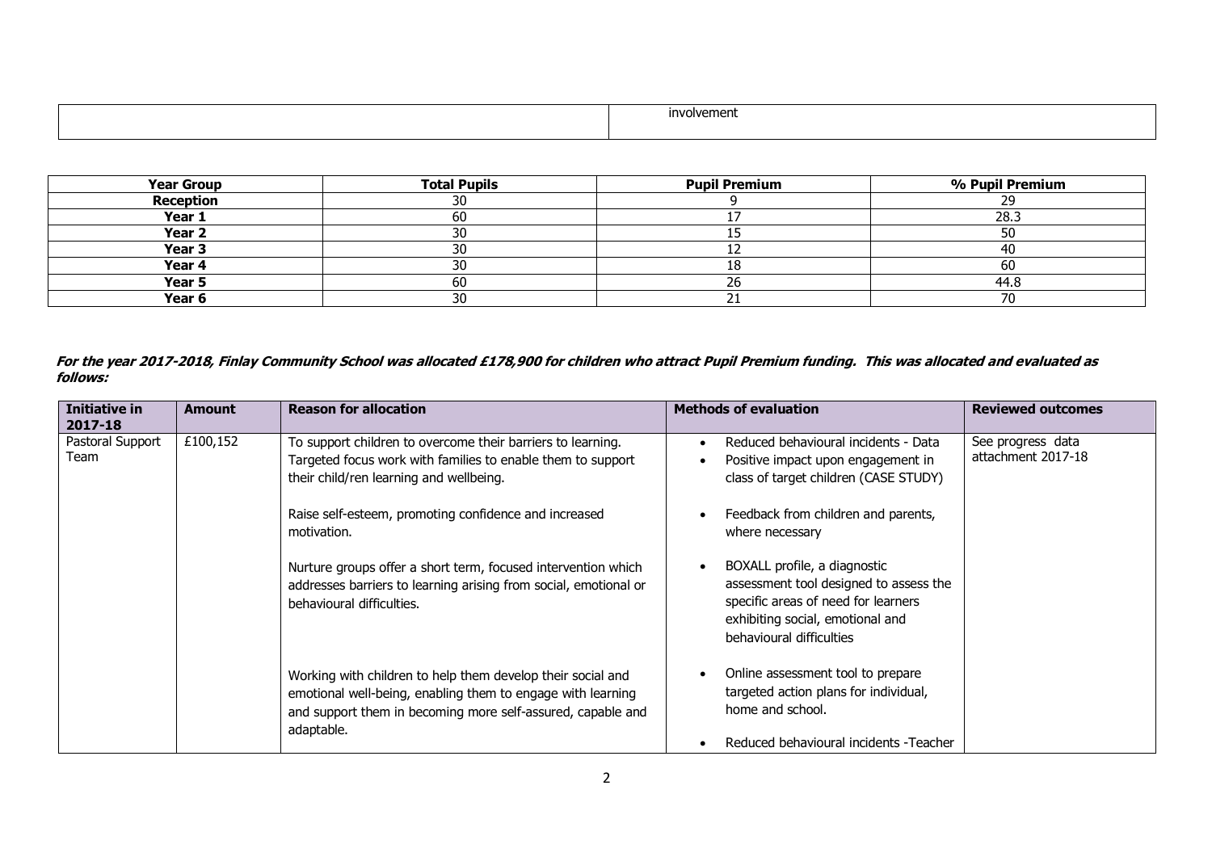| | involvement |
|---|---|

| Year Group | Total Pupils | Pupil Premium | % Pupil Premium |
|---|---|---|---|
| **Reception** | 30 | 9 | 29 |
| **Year 1** | 60 | 17 | 28.3 |
| **Year 2** | 30 | 15 | 50 |
| **Year 3** | 30 | 12 | 40 |
| **Year 4** | 30 | 18 | 60 |
| **Year 5** | 60 | 26 | 44.8 |
| **Year 6** | 30 | 21 | 70 |

***For the year 2017-2018, Finlay Community School was allocated £178,900 for children who attract Pupil Premium funding. This was allocated and evaluated as follows:***

| Initiative in 2017-18 | Amount | Reason for allocation | Methods of evaluation | Reviewed outcomes |
|---|---|---|---|---|
| Pastoral Support Team | £100,152 | To support children to overcome their barriers to learning. Targeted focus work with families to enable them to support their child/ren learning and wellbeing.<br><br>Raise self-esteem, promoting confidence and increased motivation.<br><br>Nurture groups offer a short term, focused intervention which addresses barriers to learning arising from social, emotional or behavioural difficulties.<br><br>Working with children to help them develop their social and emotional well-being, enabling them to engage with learning and support them in becoming more self-assured, capable and adaptable. | • Reduced behavioural incidents - Data<br>• Positive impact upon engagement in class of target children (CASE STUDY)<br>• Feedback from children and parents, where necessary<br>• BOXALL profile, a diagnostic assessment tool designed to assess the specific areas of need for learners exhibiting social, emotional and behavioural difficulties<br>• Online assessment tool to prepare targeted action plans for individual, home and school.<br>• Reduced behavioural incidents -Teacher | See progress data attachment 2017-18 |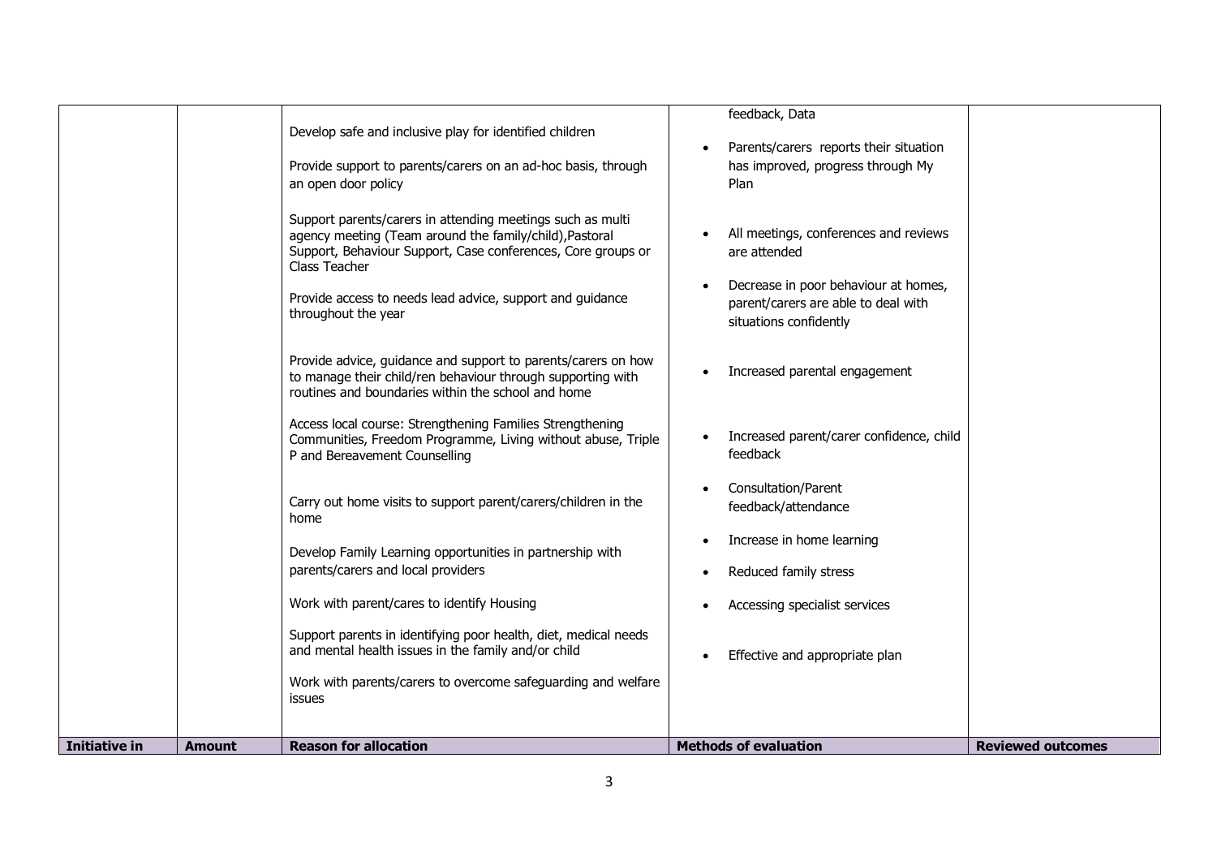| Initiative in | Amount | Reason for allocation | Methods of evaluation | Reviewed outcomes |
|---|---|---|---|---|
| | | Develop safe and inclusive play for identified children<br><br>Provide support to parents/carers on an ad-hoc basis, through an open door policy<br><br>Support parents/carers in attending meetings such as multi agency meeting (Team around the family/child),Pastoral Support, Behaviour Support, Case conferences, Core groups or Class Teacher<br><br>Provide access to needs lead advice, support and guidance throughout the year<br><br>Provide advice, guidance and support to parents/carers on how to manage their child/ren behaviour through supporting with routines and boundaries within the school and home<br><br>Access local course: Strengthening Families Strengthening Communities, Freedom Programme, Living without abuse, Triple P and Bereavement Counselling<br><br>Carry out home visits to support parent/carers/children in the home<br><br>Develop Family Learning opportunities in partnership with parents/carers and local providers<br><br>Work with parent/cares to identify Housing<br><br>Support parents in identifying poor health, diet, medical needs and mental health issues in the family and/or child<br><br>Work with parents/carers to overcome safeguarding and welfare issues | feedback, Data<br><br>• Parents/carers reports their situation has improved, progress through My Plan<br><br>• All meetings, conferences and reviews are attended<br><br>• Decrease in poor behaviour at homes, parent/carers are able to deal with situations confidently<br><br>• Increased parental engagement<br><br>• Increased parent/carer confidence, child feedback<br><br>• Consultation/Parent feedback/attendance<br><br>• Increase in home learning<br><br>• Reduced family stress<br><br>• Accessing specialist services<br><br>• Effective and appropriate plan | |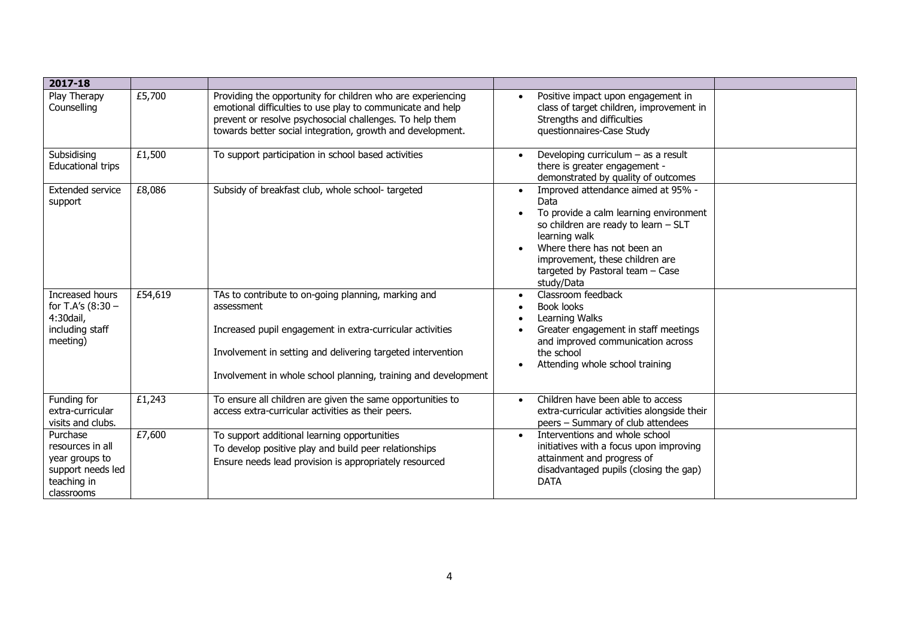| 2017-18 | | | | |
|---|---|---|---|---|
| Play Therapy Counselling | £5,700 | Providing the opportunity for children who are experiencing emotional difficulties to use play to communicate and help prevent or resolve psychosocial challenges. To help them towards better social integration, growth and development. | • Positive impact upon engagement in class of target children, improvement in Strengths and difficulties questionnaires-Case Study | |
| Subsidising Educational trips | £1,500 | To support participation in school based activities | • Developing curriculum – as a result there is greater engagement - demonstrated by quality of outcomes | |
| Extended service support | £8,086 | Subsidy of breakfast club, whole school- targeted | • Improved attendance aimed at 95% - Data<br>• To provide a calm learning environment so children are ready to learn – SLT learning walk<br>• Where there has not been an improvement, these children are targeted by Pastoral team – Case study/Data | |
| Increased hours for T.A's (8:30 – 4:30dail, including staff meeting) | £54,619 | TAs to contribute to on-going planning, marking and assessment<br><br>Increased pupil engagement in extra-curricular activities<br><br>Involvement in setting and delivering targeted intervention<br><br>Involvement in whole school planning, training and development | • Classroom feedback<br>• Book looks<br>• Learning Walks<br>• Greater engagement in staff meetings and improved communication across the school<br>• Attending whole school training | |
| Funding for extra-curricular visits and clubs. | £1,243 | To ensure all children are given the same opportunities to access extra-curricular activities as their peers. | • Children have been able to access extra-curricular activities alongside their peers – Summary of club attendees | |
| Purchase resources in all year groups to support needs led teaching in classrooms | £7,600 | To support additional learning opportunities<br>To develop positive play and build peer relationships<br>Ensure needs lead provision is appropriately resourced | • Interventions and whole school initiatives with a focus upon improving attainment and progress of disadvantaged pupils (closing the gap) DATA | |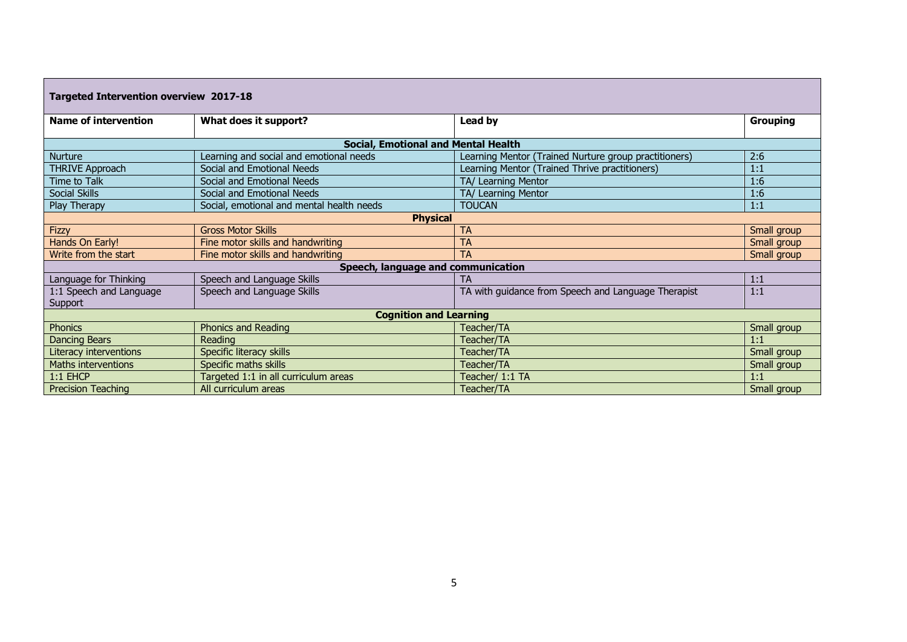| Targeted Intervention overview 2017-18 | | | |
|---|---|---|---|
| **Name of intervention** | **What does it support?** | **Lead by** | **Grouping** |
| **Social, Emotional and Mental Health** | | | |
| Nurture | Learning and social and emotional needs | Learning Mentor (Trained Nurture group practitioners) | 2:6 |
| THRIVE Approach | Social and Emotional Needs | Learning Mentor (Trained Thrive practitioners) | 1:1 |
| Time to Talk | Social and Emotional Needs | TA/ Learning Mentor | 1:6 |
| Social Skills | Social and Emotional Needs | TA/ Learning Mentor | 1:6 |
| Play Therapy | Social, emotional and mental health needs | TOUCAN | 1:1 |
| **Physical** | | | |
| Fizzy | Gross Motor Skills | TA | Small group |
| Hands On Early! | Fine motor skills and handwriting | TA | Small group |
| Write from the start | Fine motor skills and handwriting | TA | Small group |
| **Speech, language and communication** | | | |
| Language for Thinking | Speech and Language Skills | TA | 1:1 |
| 1:1 Speech and Language Support | Speech and Language Skills | TA with guidance from Speech and Language Therapist | 1:1 |
| **Cognition and Learning** | | | |
| Phonics | Phonics and Reading | Teacher/TA | Small group |
| Dancing Bears | Reading | Teacher/TA | 1:1 |
| Literacy interventions | Specific literacy skills | Teacher/TA | Small group |
| Maths interventions | Specific maths skills | Teacher/TA | Small group |
| 1:1 EHCP | Targeted 1:1 in all curriculum areas | Teacher/ 1:1 TA | 1:1 |
| Precision Teaching | All curriculum areas | Teacher/TA | Small group |